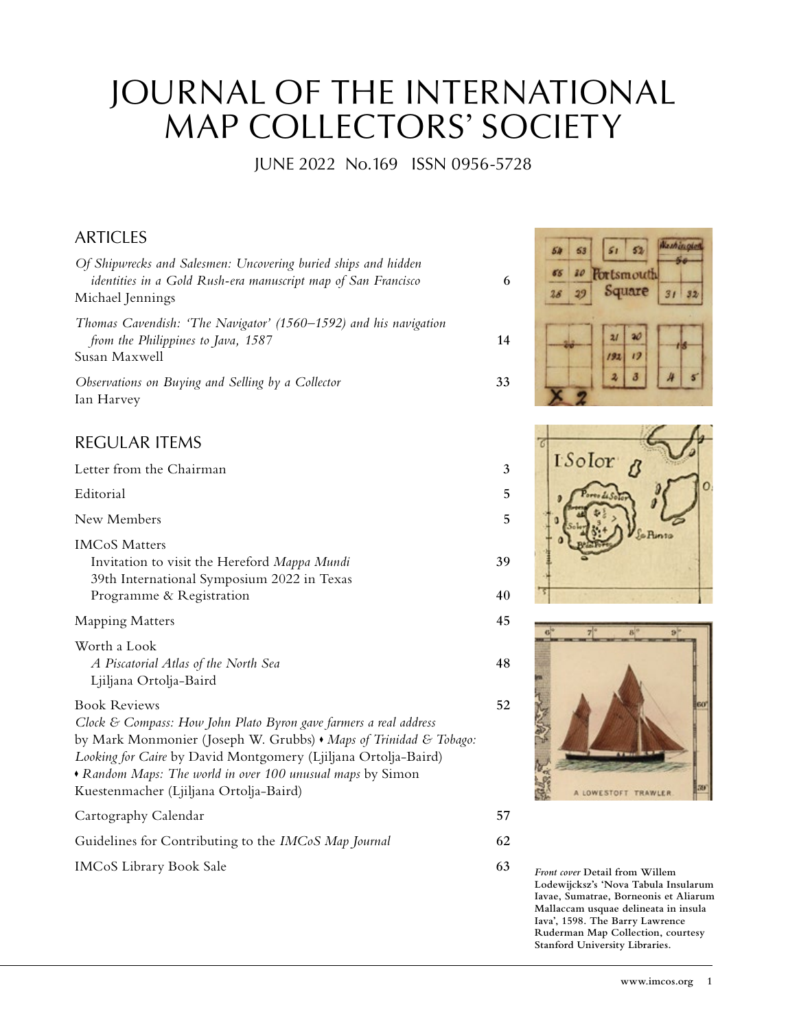# JOURNAL OF THE INTERNATIONAL MAP COLLECTORS' SOCIETY

JUNE 2022 No.169 ISSN 0956-5728

## ARTICLES

*Of Shipwrecks and Salesmen: Uncovering buried ships and hidden identities in a Gold Rush-era manuscript map of San Francisco* — 6
Michael Jennings

*Thomas Cavendish: 'The Navigator' (1560–1592) and his navigation from the Philippines to Java, 1587* — 14
Susan Maxwell

*Observations on Buying and Selling by a Collector* — 33
Ian Harvey

## REGULAR ITEMS

Letter from the Chairman — 3

Editorial — 5

New Members — 5

IMCoS Matters
- Invitation to visit the Hereford *Mappa Mundi* — 39
- 39th International Symposium 2022 in Texas Programme & Registration — 40

Mapping Matters — 45

Worth a Look
- *A Piscatorial Atlas of the North Sea* — 48
  Ljiljana Ortolja-Baird

Book Reviews — 52
*Clock & Compass: How John Plato Byron gave farmers a real address* by Mark Monmonier (Joseph W. Grubbs) ♦ *Maps of Trinidad & Tobago: Looking for Caire* by David Montgomery (Ljiljana Ortolja-Baird) ♦ *Random Maps: The world in over 100 unusual maps* by Simon Kuestenmacher (Ljiljana Ortolja-Baird)

Cartography Calendar — 57

Guidelines for Contributing to the *IMCoS Map Journal* — 62

IMCoS Library Book Sale — 63

*Front cover* **Detail from Willem Lodewijcksz's 'Nova Tabula Insularum Iavae, Sumatrae, Borneonis et Aliarum Mallaccam usquae delineata in insula Iava', 1598. The Barry Lawrence Ruderman Map Collection, courtesy Stanford University Libraries.**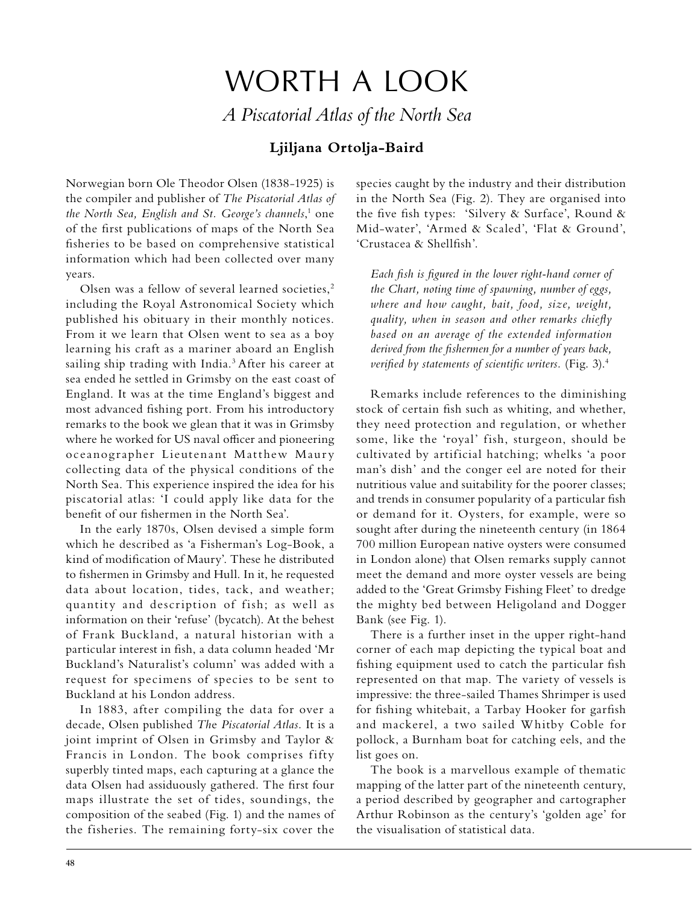# WORTH A LOOK

## *A Piscatorial Atlas of the North Sea*

**Ljiljana Ortolja-Baird**

Norwegian born Ole Theodor Olsen (1838-1925) is the compiler and publisher of *The Piscatorial Atlas of the North Sea, English and St. George's channels*,[1] one of the first publications of maps of the North Sea fisheries to be based on comprehensive statistical information which had been collected over many years.

Olsen was a fellow of several learned societies,[2] including the Royal Astronomical Society which published his obituary in their monthly notices. From it we learn that Olsen went to sea as a boy learning his craft as a mariner aboard an English sailing ship trading with India.[3] After his career at sea ended he settled in Grimsby on the east coast of England. It was at the time England's biggest and most advanced fishing port. From his introductory remarks to the book we glean that it was in Grimsby where he worked for US naval officer and pioneering oceanographer Lieutenant Matthew Maury collecting data of the physical conditions of the North Sea. This experience inspired the idea for his piscatorial atlas: 'I could apply like data for the benefit of our fishermen in the North Sea'.

In the early 1870s, Olsen devised a simple form which he described as 'a Fisherman's Log-Book, a kind of modification of Maury'. These he distributed to fishermen in Grimsby and Hull. In it, he requested data about location, tides, tack, and weather; quantity and description of fish; as well as information on their 'refuse' (bycatch). At the behest of Frank Buckland, a natural historian with a particular interest in fish, a data column headed 'Mr Buckland's Naturalist's column' was added with a request for specimens of species to be sent to Buckland at his London address.

In 1883, after compiling the data for over a decade, Olsen published *The Piscatorial Atlas.* It is a joint imprint of Olsen in Grimsby and Taylor & Francis in London. The book comprises fifty superbly tinted maps, each capturing at a glance the data Olsen had assiduously gathered. The first four maps illustrate the set of tides, soundings, the composition of the seabed (Fig. 1) and the names of the fisheries. The remaining forty-six cover the species caught by the industry and their distribution in the North Sea (Fig. 2). They are organised into the five fish types: 'Silvery & Surface', Round & Mid-water', 'Armed & Scaled', 'Flat & Ground', 'Crustacea & Shellfish'.

> *Each fish is figured in the lower right-hand corner of the Chart, noting time of spawning, number of eggs, where and how caught, bait, food, size, weight, quality, when in season and other remarks chiefly based on an average of the extended information derived from the fishermen for a number of years back, verified by statements of scientific writers.* (Fig. 3).[4]

Remarks include references to the diminishing stock of certain fish such as whiting, and whether, they need protection and regulation, or whether some, like the 'royal' fish, sturgeon, should be cultivated by artificial hatching; whelks 'a poor man's dish' and the conger eel are noted for their nutritious value and suitability for the poorer classes; and trends in consumer popularity of a particular fish or demand for it. Oysters, for example, were so sought after during the nineteenth century (in 1864 700 million European native oysters were consumed in London alone) that Olsen remarks supply cannot meet the demand and more oyster vessels are being added to the 'Great Grimsby Fishing Fleet' to dredge the mighty bed between Heligoland and Dogger Bank (see Fig. 1).

There is a further inset in the upper right-hand corner of each map depicting the typical boat and fishing equipment used to catch the particular fish represented on that map. The variety of vessels is impressive: the three-sailed Thames Shrimper is used for fishing whitebait, a Tarbay Hooker for garfish and mackerel, a two sailed Whitby Coble for pollock, a Burnham boat for catching eels, and the list goes on.

The book is a marvellous example of thematic mapping of the latter part of the nineteenth century, a period described by geographer and cartographer Arthur Robinson as the century's 'golden age' for the visualisation of statistical data.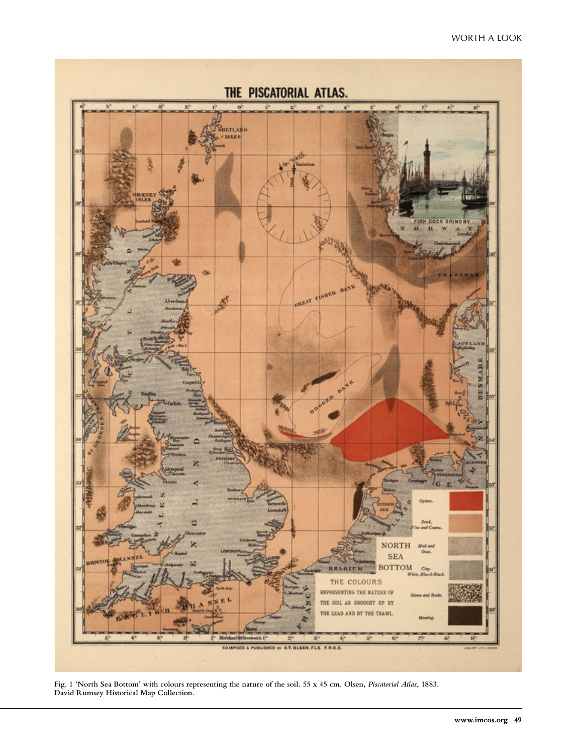Fig. 1 'North Sea Bottom' with colours representing the nature of the soil. 55 x 45 cm. Olsen, *Piscatorial Atlas*, 1883. David Rumsey Historical Map Collection.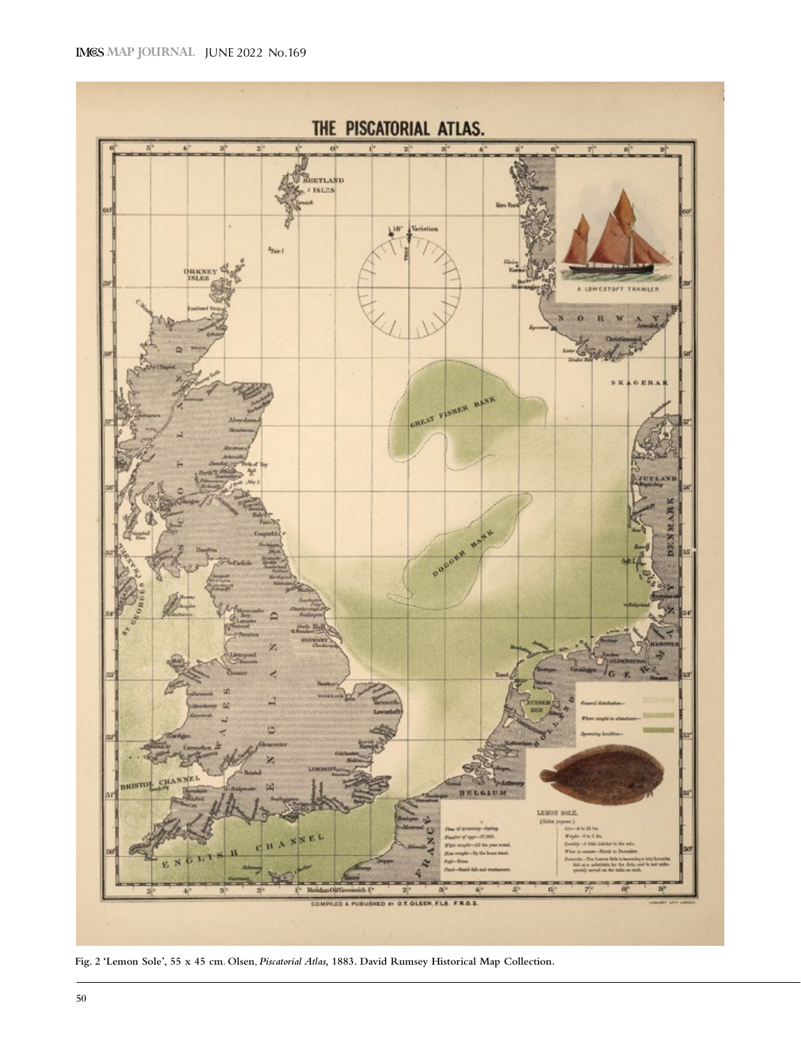Fig. 2 'Lemon Sole', 55 x 45 cm. Olsen, *Piscatorial Atlas,* 1883. David Rumsey Historical Map Collection.